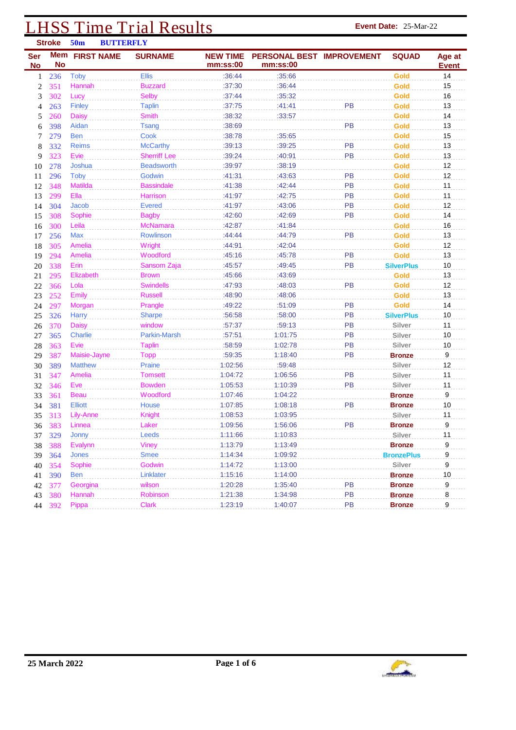# LHSS Time Trial Results

**Event Date:** 25-Mar-22

**Stroke** 50m **BUTTERFLY**

| Ser No | Mem No | FIRST NAME | SURNAME | NEW TIME mm:ss:00 | PERSONAL BEST mm:ss:00 | IMPROVEMENT | SQUAD | Age at Event |
|---|---|---|---|---|---|---|---|---|
| 1 | 236 | Toby | Ellis | :36:44 | :35:66 | | Gold | 14 |
| 2 | 351 | Hannah | Buzzard | :37:30 | :36:44 | | Gold | 15 |
| 3 | 302 | Lucy | Selby | :37:44 | :35:32 | | Gold | 16 |
| 4 | 263 | Finley | Taplin | :37:75 | :41:41 | PB | Gold | 13 |
| 5 | 260 | Daisy | Smith | :38:32 | :33:57 | | Gold | 14 |
| 6 | 398 | Aidan | Tsang | :38:69 | | PB | Gold | 13 |
| 7 | 279 | Ben | Cook | :38:78 | :35:65 | | Gold | 15 |
| 8 | 332 | Reims | McCarthy | :39:13 | :39:25 | PB | Gold | 13 |
| 9 | 323 | Evie | Sherriff Lee | :39:24 | :40:91 | PB | Gold | 13 |
| 10 | 278 | Joshua | Beadsworth | :39:97 | :38:19 | | Gold | 12 |
| 11 | 296 | Toby | Godwin | :41:31 | :43:63 | PB | Gold | 12 |
| 12 | 348 | Matilda | Bassindale | :41:38 | :42:44 | PB | Gold | 11 |
| 13 | 299 | Ella | Harrison | :41:97 | :42:75 | PB | Gold | 11 |
| 14 | 304 | Jacob | Evered | :41:97 | :43:06 | PB | Gold | 12 |
| 15 | 308 | Sophie | Bagby | :42:60 | :42:69 | PB | Gold | 14 |
| 16 | 300 | Leila | McNamara | :42:87 | :41:84 | | Gold | 16 |
| 17 | 256 | Max | Rowlinson | :44:44 | :44:79 | PB | Gold | 13 |
| 18 | 305 | Amelia | Wright | :44:91 | :42:04 | | Gold | 12 |
| 19 | 294 | Amelia | Woodford | :45:16 | :45:78 | PB | Gold | 13 |
| 20 | 338 | Erin | Sansom Zaja | :45:57 | :49:45 | PB | SilverPlus | 10 |
| 21 | 295 | Elizabeth | Brown | :45:66 | :43:69 | | Gold | 13 |
| 22 | 366 | Lola | Swindells | :47:93 | :48:03 | PB | Gold | 12 |
| 23 | 252 | Emily | Russell | :48:90 | :48:06 | | Gold | 13 |
| 24 | 297 | Morgan | Prangle | :49:22 | :51:09 | PB | Gold | 14 |
| 25 | 326 | Harry | Sharpe | :56:58 | :58:00 | PB | SilverPlus | 10 |
| 26 | 370 | Daisy | window | :57:37 | :59:13 | PB | Silver | 11 |
| 27 | 365 | Charlie | Parkin-Marsh | :57:51 | 1:01:75 | PB | Silver | 10 |
| 28 | 363 | Evie | Taplin | :58:59 | 1:02:78 | PB | Silver | 10 |
| 29 | 387 | Maisie-Jayne | Topp | :59:35 | 1:18:40 | PB | Bronze | 9 |
| 30 | 389 | Matthew | Praine | 1:02:56 | :59:48 | | Silver | 12 |
| 31 | 347 | Amelia | Tomsett | 1:04:72 | 1:06:56 | PB | Silver | 11 |
| 32 | 346 | Eve | Bowden | 1:05:53 | 1:10:39 | PB | Silver | 11 |
| 33 | 361 | Beau | Woodford | 1:07:46 | 1:04:22 | | Bronze | 9 |
| 34 | 381 | Elliott | House | 1:07:85 | 1:08:18 | PB | Bronze | 10 |
| 35 | 313 | Lily-Anne | Knight | 1:08:53 | 1:03:95 | | Silver | 11 |
| 36 | 383 | Linnea | Laker | 1:09:56 | 1:56:06 | PB | Bronze | 9 |
| 37 | 329 | Jonny | Leeds | 1:11:66 | 1:10:83 | | Silver | 11 |
| 38 | 388 | Evalynn | Viney | 1:13:79 | 1:13:49 | | Bronze | 9 |
| 39 | 364 | Jones | Smee | 1:14:34 | 1:09:92 | | BronzePlus | 9 |
| 40 | 354 | Sophie | Godwin | 1:14:72 | 1:13:00 | | Silver | 9 |
| 41 | 390 | Ben | Linklater | 1:15:16 | 1:14:00 | | Bronze | 10 |
| 42 | 377 | Georgina | wilson | 1:20:28 | 1:35:40 | PB | Bronze | 9 |
| 43 | 380 | Hannah | Robinson | 1:21:38 | 1:34:98 | PB | Bronze | 8 |
| 44 | 392 | Pippa | Clark | 1:23:19 | 1:40:07 | PB | Bronze | 9 |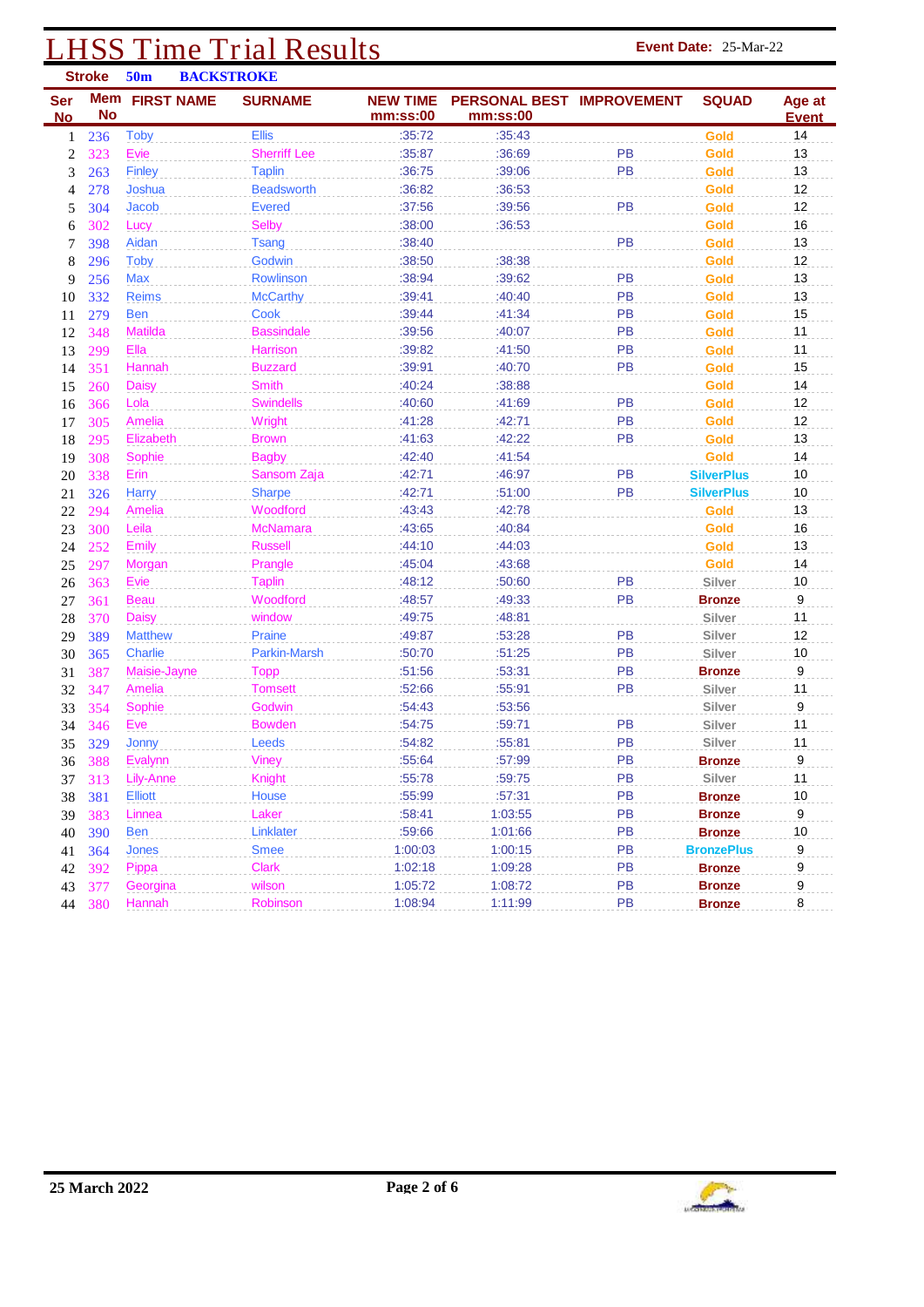# LHSS Time Trial Results

**Event Date:** 25-Mar-22

**Stroke** 50m **BACKSTROKE**

| Ser No | Mem No | FIRST NAME | SURNAME | NEW TIME mm:ss:00 | PERSONAL BEST mm:ss:00 | IMPROVEMENT | SQUAD | Age at Event |
|---|---|---|---|---|---|---|---|---|
| 1 | 236 | Toby | Ellis | :35:72 | :35:43 | | Gold | 14 |
| 2 | 323 | Evie | Sherriff Lee | :35:87 | :36:69 | PB | Gold | 13 |
| 3 | 263 | Finley | Taplin | :36:75 | :39:06 | PB | Gold | 13 |
| 4 | 278 | Joshua | Beadsworth | :36:82 | :36:53 | | Gold | 12 |
| 5 | 304 | Jacob | Evered | :37:56 | :39:56 | PB | Gold | 12 |
| 6 | 302 | Lucy | Selby | :38:00 | :36:53 | | Gold | 16 |
| 7 | 398 | Aidan | Tsang | :38:40 | | PB | Gold | 13 |
| 8 | 296 | Toby | Godwin | :38:50 | :38:38 | | Gold | 12 |
| 9 | 256 | Max | Rowlinson | :38:94 | :39:62 | PB | Gold | 13 |
| 10 | 332 | Reims | McCarthy | :39:41 | :40:40 | PB | Gold | 13 |
| 11 | 279 | Ben | Cook | :39:44 | :41:34 | PB | Gold | 15 |
| 12 | 348 | Matilda | Bassindale | :39:56 | :40:07 | PB | Gold | 11 |
| 13 | 299 | Ella | Harrison | :39:82 | :41:50 | PB | Gold | 11 |
| 14 | 351 | Hannah | Buzzard | :39:91 | :40:70 | PB | Gold | 15 |
| 15 | 260 | Daisy | Smith | :40:24 | :38:88 | | Gold | 14 |
| 16 | 366 | Lola | Swindells | :40:60 | :41:69 | PB | Gold | 12 |
| 17 | 305 | Amelia | Wright | :41:28 | :42:71 | PB | Gold | 12 |
| 18 | 295 | Elizabeth | Brown | :41:63 | :42:22 | PB | Gold | 13 |
| 19 | 308 | Sophie | Bagby | :42:40 | :41:54 | | Gold | 14 |
| 20 | 338 | Erin | Sansom Zaja | :42:71 | :46:97 | PB | SilverPlus | 10 |
| 21 | 326 | Harry | Sharpe | :42:71 | :51:00 | PB | SilverPlus | 10 |
| 22 | 294 | Amelia | Woodford | :43:43 | :42:78 | | Gold | 13 |
| 23 | 300 | Leila | McNamara | :43:65 | :40:84 | | Gold | 16 |
| 24 | 252 | Emily | Russell | :44:10 | :44:03 | | Gold | 13 |
| 25 | 297 | Morgan | Prangle | :45:04 | :43:68 | | Gold | 14 |
| 26 | 363 | Evie | Taplin | :48:12 | :50:60 | PB | Silver | 10 |
| 27 | 361 | Beau | Woodford | :48:57 | :49:33 | PB | Bronze | 9 |
| 28 | 370 | Daisy | window | :49:75 | :48:81 | | Silver | 11 |
| 29 | 389 | Matthew | Praine | :49:87 | :53:28 | PB | Silver | 12 |
| 30 | 365 | Charlie | Parkin-Marsh | :50:70 | :51:25 | PB | Silver | 10 |
| 31 | 387 | Maisie-Jayne | Topp | :51:56 | :53:31 | PB | Bronze | 9 |
| 32 | 347 | Amelia | Tomsett | :52:66 | :55:91 | PB | Silver | 11 |
| 33 | 354 | Sophie | Godwin | :54:43 | :53:56 | | Silver | 9 |
| 34 | 346 | Eve | Bowden | :54:75 | :59:71 | PB | Silver | 11 |
| 35 | 329 | Jonny | Leeds | :54:82 | :55:81 | PB | Silver | 11 |
| 36 | 388 | Evalynn | Viney | :55:64 | :57:99 | PB | Bronze | 9 |
| 37 | 313 | Lily-Anne | Knight | :55:78 | :59:75 | PB | Silver | 11 |
| 38 | 381 | Elliott | House | :55:99 | :57:31 | PB | Bronze | 10 |
| 39 | 383 | Linnea | Laker | :58:41 | 1:03:55 | PB | Bronze | 9 |
| 40 | 390 | Ben | Linklater | :59:66 | 1:01:66 | PB | Bronze | 10 |
| 41 | 364 | Jones | Smee | 1:00:03 | 1:00:15 | PB | BronzePlus | 9 |
| 42 | 392 | Pippa | Clark | 1:02:18 | 1:09:28 | PB | Bronze | 9 |
| 43 | 377 | Georgina | wilson | 1:05:72 | 1:08:72 | PB | Bronze | 9 |
| 44 | 380 | Hannah | Robinson | 1:08:94 | 1:11:99 | PB | Bronze | 8 |

25 March 2022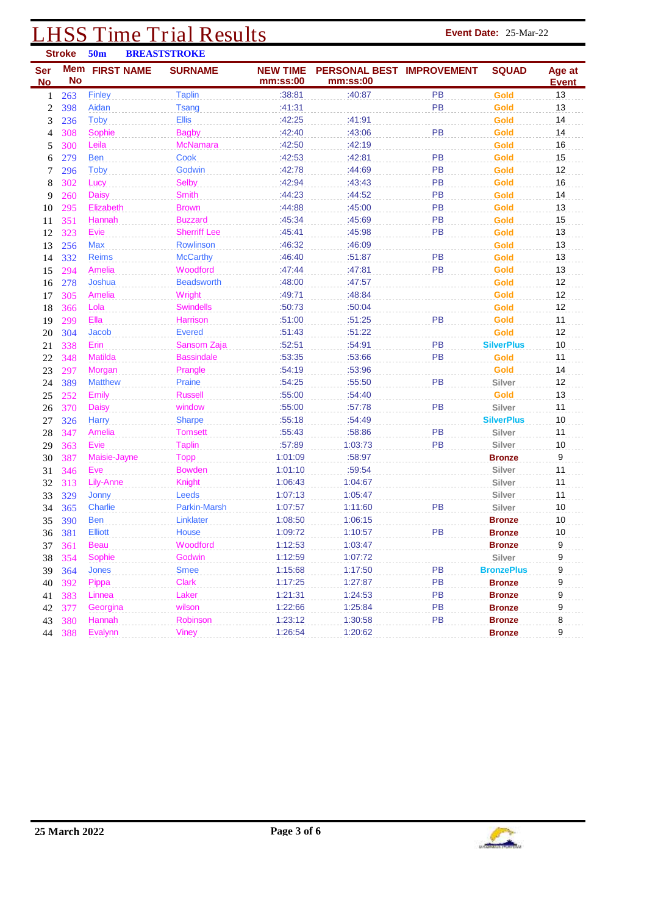# LHSS Time Trial Results

**Event Date:** 25-Mar-22

**Stroke** **50m** **BREASTSTROKE**

| Ser No | Mem No | FIRST NAME | SURNAME | NEW TIME mm:ss:00 | PERSONAL BEST mm:ss:00 | IMPROVEMENT | SQUAD | Age at Event |
|---|---|---|---|---|---|---|---|---|
| 1 | 263 | Finley | Taplin | :38:81 | :40:87 | PB | Gold | 13 |
| 2 | 398 | Aidan | Tsang | :41:31 | | PB | Gold | 13 |
| 3 | 236 | Toby | Ellis | :42:25 | :41:91 | | Gold | 14 |
| 4 | 308 | Sophie | Bagby | :42:40 | :43:06 | PB | Gold | 14 |
| 5 | 300 | Leila | McNamara | :42:50 | :42:19 | | Gold | 16 |
| 6 | 279 | Ben | Cook | :42:53 | :42:81 | PB | Gold | 15 |
| 7 | 296 | Toby | Godwin | :42:78 | :44:69 | PB | Gold | 12 |
| 8 | 302 | Lucy | Selby | :42:94 | :43:43 | PB | Gold | 16 |
| 9 | 260 | Daisy | Smith | :44:23 | :44:52 | PB | Gold | 14 |
| 10 | 295 | Elizabeth | Brown | :44:88 | :45:00 | PB | Gold | 13 |
| 11 | 351 | Hannah | Buzzard | :45:34 | :45:69 | PB | Gold | 15 |
| 12 | 323 | Evie | Sherriff Lee | :45:41 | :45:98 | PB | Gold | 13 |
| 13 | 256 | Max | Rowlinson | :46:32 | :46:09 | | Gold | 13 |
| 14 | 332 | Reims | McCarthy | :46:40 | :51:87 | PB | Gold | 13 |
| 15 | 294 | Amelia | Woodford | :47:44 | :47:81 | PB | Gold | 13 |
| 16 | 278 | Joshua | Beadsworth | :48:00 | :47:57 | | Gold | 12 |
| 17 | 305 | Amelia | Wright | :49:71 | :48:84 | | Gold | 12 |
| 18 | 366 | Lola | Swindells | :50:73 | :50:04 | | Gold | 12 |
| 19 | 299 | Ella | Harrison | :51:00 | :51:25 | PB | Gold | 11 |
| 20 | 304 | Jacob | Evered | :51:43 | :51:22 | | Gold | 12 |
| 21 | 338 | Erin | Sansom Zaja | :52:51 | :54:91 | PB | SilverPlus | 10 |
| 22 | 348 | Matilda | Bassindale | :53:35 | :53:66 | PB | Gold | 11 |
| 23 | 297 | Morgan | Prangle | :54:19 | :53:96 | | Gold | 14 |
| 24 | 389 | Matthew | Praine | :54:25 | :55:50 | PB | Silver | 12 |
| 25 | 252 | Emily | Russell | :55:00 | :54:40 | | Gold | 13 |
| 26 | 370 | Daisy | window | :55:00 | :57:78 | PB | Silver | 11 |
| 27 | 326 | Harry | Sharpe | :55:18 | :54:49 | | SilverPlus | 10 |
| 28 | 347 | Amelia | Tomsett | :55:43 | :58:86 | PB | Silver | 11 |
| 29 | 363 | Evie | Taplin | :57:89 | 1:03:73 | PB | Silver | 10 |
| 30 | 387 | Maisie-Jayne | Topp | 1:01:09 | :58:97 | | Bronze | 9 |
| 31 | 346 | Eve | Bowden | 1:01:10 | :59:54 | | Silver | 11 |
| 32 | 313 | Lily-Anne | Knight | 1:06:43 | 1:04:67 | | Silver | 11 |
| 33 | 329 | Jonny | Leeds | 1:07:13 | 1:05:47 | | Silver | 11 |
| 34 | 365 | Charlie | Parkin-Marsh | 1:07:57 | 1:11:60 | PB | Silver | 10 |
| 35 | 390 | Ben | Linklater | 1:08:50 | 1:06:15 | | Bronze | 10 |
| 36 | 381 | Elliott | House | 1:09:72 | 1:10:57 | PB | Bronze | 10 |
| 37 | 361 | Beau | Woodford | 1:12:53 | 1:03:47 | | Bronze | 9 |
| 38 | 354 | Sophie | Godwin | 1:12:59 | 1:07:72 | | Silver | 9 |
| 39 | 364 | Jones | Smee | 1:15:68 | 1:17:50 | PB | BronzePlus | 9 |
| 40 | 392 | Pippa | Clark | 1:17:25 | 1:27:87 | PB | Bronze | 9 |
| 41 | 383 | Linnea | Laker | 1:21:31 | 1:24:53 | PB | Bronze | 9 |
| 42 | 377 | Georgina | wilson | 1:22:66 | 1:25:84 | PB | Bronze | 9 |
| 43 | 380 | Hannah | Robinson | 1:23:12 | 1:30:58 | PB | Bronze | 8 |
| 44 | 388 | Evalynn | Viney | 1:26:54 | 1:20:62 | | Bronze | 9 |

25 March 2022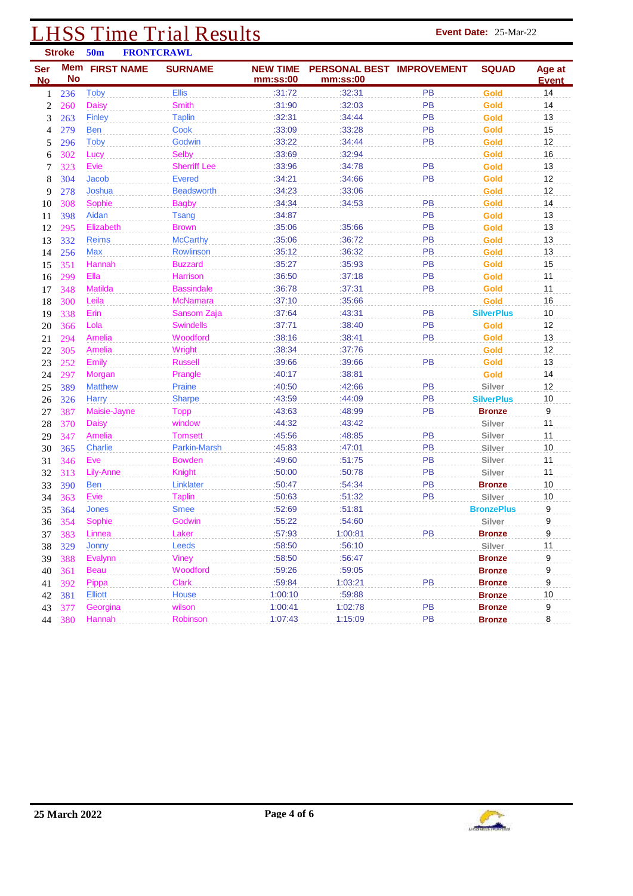# LHSS Time Trial Results

**Event Date:** 25-Mar-22

**Stroke** 50m FRONTCRAWL

| Ser No | Mem No | FIRST NAME | SURNAME | NEW TIME mm:ss:00 | PERSONAL BEST mm:ss:00 | IMPROVEMENT | SQUAD | Age at Event |
|---|---|---|---|---|---|---|---|---|
| 1 | 236 | Toby | Ellis | :31:72 | :32:31 | PB | Gold | 14 |
| 2 | 260 | Daisy | Smith | :31:90 | :32:03 | PB | Gold | 14 |
| 3 | 263 | Finley | Taplin | :32:31 | :34:44 | PB | Gold | 13 |
| 4 | 279 | Ben | Cook | :33:09 | :33:28 | PB | Gold | 15 |
| 5 | 296 | Toby | Godwin | :33:22 | :34:44 | PB | Gold | 12 |
| 6 | 302 | Lucy | Selby | :33:69 | :32:94 | | Gold | 16 |
| 7 | 323 | Evie | Sherriff Lee | :33:96 | :34:78 | PB | Gold | 13 |
| 8 | 304 | Jacob | Evered | :34:21 | :34:66 | PB | Gold | 12 |
| 9 | 278 | Joshua | Beadsworth | :34:23 | :33:06 | | Gold | 12 |
| 10 | 308 | Sophie | Bagby | :34:34 | :34:53 | PB | Gold | 14 |
| 11 | 398 | Aidan | Tsang | :34:87 | | PB | Gold | 13 |
| 12 | 295 | Elizabeth | Brown | :35:06 | :35:66 | PB | Gold | 13 |
| 13 | 332 | Reims | McCarthy | :35:06 | :36:72 | PB | Gold | 13 |
| 14 | 256 | Max | Rowlinson | :35:12 | :36:32 | PB | Gold | 13 |
| 15 | 351 | Hannah | Buzzard | :35:27 | :35:93 | PB | Gold | 15 |
| 16 | 299 | Ella | Harrison | :36:50 | :37:18 | PB | Gold | 11 |
| 17 | 348 | Matilda | Bassindale | :36:78 | :37:31 | PB | Gold | 11 |
| 18 | 300 | Leila | McNamara | :37:10 | :35:66 | | Gold | 16 |
| 19 | 338 | Erin | Sansom Zaja | :37:64 | :43:31 | PB | SilverPlus | 10 |
| 20 | 366 | Lola | Swindells | :37:71 | :38:40 | PB | Gold | 12 |
| 21 | 294 | Amelia | Woodford | :38:16 | :38:41 | PB | Gold | 13 |
| 22 | 305 | Amelia | Wright | :38:34 | :37:76 | | Gold | 12 |
| 23 | 252 | Emily | Russell | :39:66 | :39:66 | PB | Gold | 13 |
| 24 | 297 | Morgan | Prangle | :40:17 | :38:81 | | Gold | 14 |
| 25 | 389 | Matthew | Praine | :40:50 | :42:66 | PB | Silver | 12 |
| 26 | 326 | Harry | Sharpe | :43:59 | :44:09 | PB | SilverPlus | 10 |
| 27 | 387 | Maisie-Jayne | Topp | :43:63 | :48:99 | PB | Bronze | 9 |
| 28 | 370 | Daisy | window | :44:32 | :43:42 | | Silver | 11 |
| 29 | 347 | Amelia | Tomsett | :45:56 | :48:85 | PB | Silver | 11 |
| 30 | 365 | Charlie | Parkin-Marsh | :45:83 | :47:01 | PB | Silver | 10 |
| 31 | 346 | Eve | Bowden | :49:60 | :51:75 | PB | Silver | 11 |
| 32 | 313 | Lily-Anne | Knight | :50:00 | :50:78 | PB | Silver | 11 |
| 33 | 390 | Ben | Linklater | :50:47 | :54:34 | PB | Bronze | 10 |
| 34 | 363 | Evie | Taplin | :50:63 | :51:32 | PB | Silver | 10 |
| 35 | 364 | Jones | Smee | :52:69 | :51:81 | | BronzePlus | 9 |
| 36 | 354 | Sophie | Godwin | :55:22 | :54:60 | | Silver | 9 |
| 37 | 383 | Linnea | Laker | :57:93 | 1:00:81 | PB | Bronze | 9 |
| 38 | 329 | Jonny | Leeds | :58:50 | :56:10 | | Silver | 11 |
| 39 | 388 | Evalynn | Viney | :58:50 | :56:47 | | Bronze | 9 |
| 40 | 361 | Beau | Woodford | :59:26 | :59:05 | | Bronze | 9 |
| 41 | 392 | Pippa | Clark | :59:84 | 1:03:21 | PB | Bronze | 9 |
| 42 | 381 | Elliott | House | 1:00:10 | :59:88 | | Bronze | 10 |
| 43 | 377 | Georgina | wilson | 1:00:41 | 1:02:78 | PB | Bronze | 9 |
| 44 | 380 | Hannah | Robinson | 1:07:43 | 1:15:09 | PB | Bronze | 8 |

25 March 2022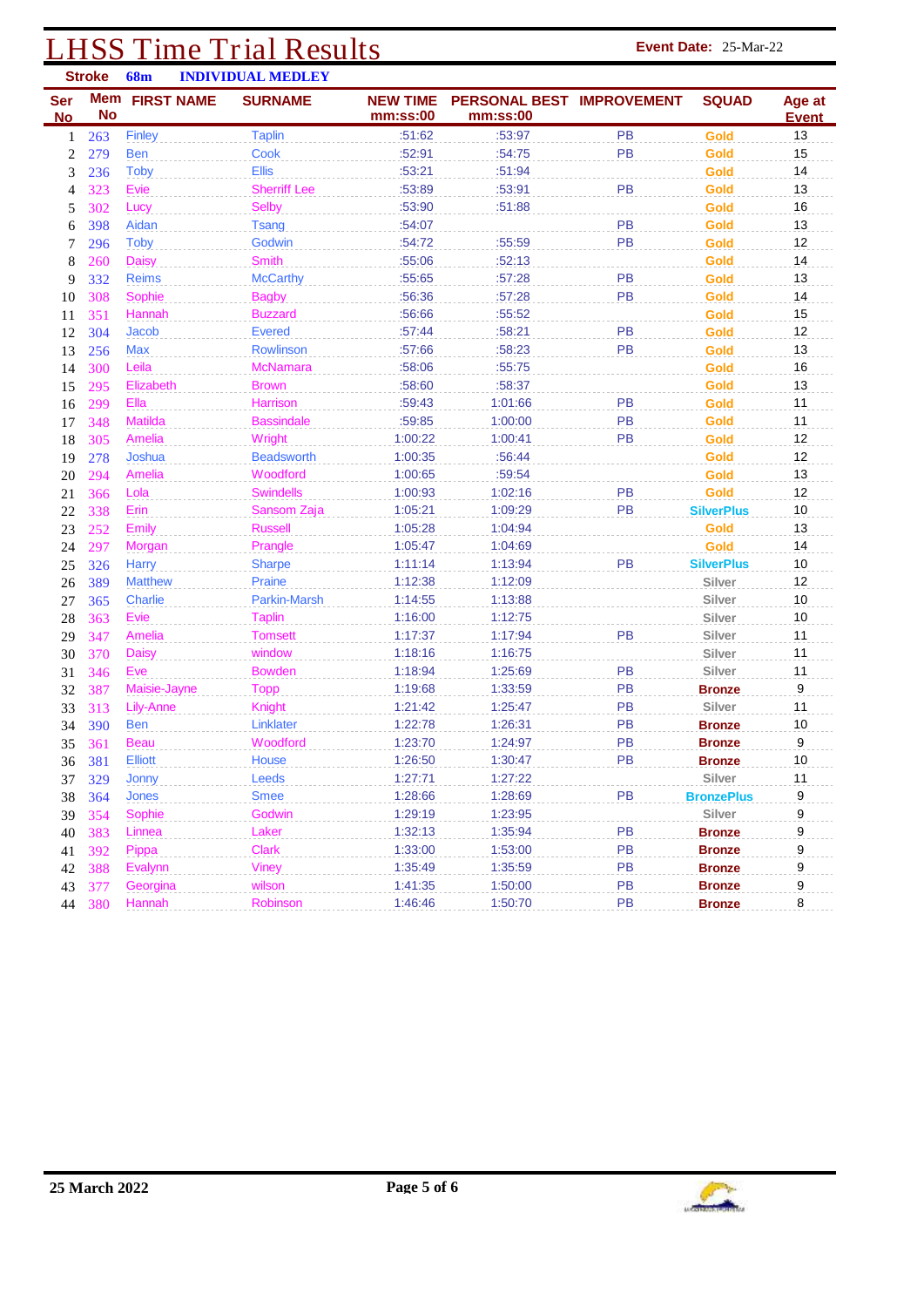# LHSS Time Trial Results

**Event Date:** 25-Mar-22

**Stroke** 68m **INDIVIDUAL MEDLEY**

| Ser No | Mem No | FIRST NAME | SURNAME | NEW TIME mm:ss:00 | PERSONAL BEST mm:ss:00 | IMPROVEMENT | SQUAD | Age at Event |
|---|---|---|---|---|---|---|---|---|
| 1 | 263 | Finley | Taplin | :51:62 | :53:97 | PB | Gold | 13 |
| 2 | 279 | Ben | Cook | :52:91 | :54:75 | PB | Gold | 15 |
| 3 | 236 | Toby | Ellis | :53:21 | :51:94 | | Gold | 14 |
| 4 | 323 | Evie | Sherriff Lee | :53:89 | :53:91 | PB | Gold | 13 |
| 5 | 302 | Lucy | Selby | :53:90 | :51:88 | | Gold | 16 |
| 6 | 398 | Aidan | Tsang | :54:07 | | PB | Gold | 13 |
| 7 | 296 | Toby | Godwin | :54:72 | :55:59 | PB | Gold | 12 |
| 8 | 260 | Daisy | Smith | :55:06 | :52:13 | | Gold | 14 |
| 9 | 332 | Reims | McCarthy | :55:65 | :57:28 | PB | Gold | 13 |
| 10 | 308 | Sophie | Bagby | :56:36 | :57:28 | PB | Gold | 14 |
| 11 | 351 | Hannah | Buzzard | :56:66 | :55:52 | | Gold | 15 |
| 12 | 304 | Jacob | Evered | :57:44 | :58:21 | PB | Gold | 12 |
| 13 | 256 | Max | Rowlinson | :57:66 | :58:23 | PB | Gold | 13 |
| 14 | 300 | Leila | McNamara | :58:06 | :55:75 | | Gold | 16 |
| 15 | 295 | Elizabeth | Brown | :58:60 | :58:37 | | Gold | 13 |
| 16 | 299 | Ella | Harrison | :59:43 | 1:01:66 | PB | Gold | 11 |
| 17 | 348 | Matilda | Bassindale | :59:85 | 1:00:00 | PB | Gold | 11 |
| 18 | 305 | Amelia | Wright | 1:00:22 | 1:00:41 | PB | Gold | 12 |
| 19 | 278 | Joshua | Beadsworth | 1:00:35 | :56:44 | | Gold | 12 |
| 20 | 294 | Amelia | Woodford | 1:00:65 | :59:54 | | Gold | 13 |
| 21 | 366 | Lola | Swindells | 1:00:93 | 1:02:16 | PB | Gold | 12 |
| 22 | 338 | Erin | Sansom Zaja | 1:05:21 | 1:09:29 | PB | SilverPlus | 10 |
| 23 | 252 | Emily | Russell | 1:05:28 | 1:04:94 | | Gold | 13 |
| 24 | 297 | Morgan | Prangle | 1:05:47 | 1:04:69 | | Gold | 14 |
| 25 | 326 | Harry | Sharpe | 1:11:14 | 1:13:94 | PB | SilverPlus | 10 |
| 26 | 389 | Matthew | Praine | 1:12:38 | 1:12:09 | | Silver | 12 |
| 27 | 365 | Charlie | Parkin-Marsh | 1:14:55 | 1:13:88 | | Silver | 10 |
| 28 | 363 | Evie | Taplin | 1:16:00 | 1:12:75 | | Silver | 10 |
| 29 | 347 | Amelia | Tomsett | 1:17:37 | 1:17:94 | PB | Silver | 11 |
| 30 | 370 | Daisy | window | 1:18:16 | 1:16:75 | | Silver | 11 |
| 31 | 346 | Eve | Bowden | 1:18:94 | 1:25:69 | PB | Silver | 11 |
| 32 | 387 | Maisie-Jayne | Topp | 1:19:68 | 1:33:59 | PB | Bronze | 9 |
| 33 | 313 | Lily-Anne | Knight | 1:21:42 | 1:25:47 | PB | Silver | 11 |
| 34 | 390 | Ben | Linklater | 1:22:78 | 1:26:31 | PB | Bronze | 10 |
| 35 | 361 | Beau | Woodford | 1:23:70 | 1:24:97 | PB | Bronze | 9 |
| 36 | 381 | Elliott | House | 1:26:50 | 1:30:47 | PB | Bronze | 10 |
| 37 | 329 | Jonny | Leeds | 1:27:71 | 1:27:22 | | Silver | 11 |
| 38 | 364 | Jones | Smee | 1:28:66 | 1:28:69 | PB | BronzePlus | 9 |
| 39 | 354 | Sophie | Godwin | 1:29:19 | 1:23:95 | | Silver | 9 |
| 40 | 383 | Linnea | Laker | 1:32:13 | 1:35:94 | PB | Bronze | 9 |
| 41 | 392 | Pippa | Clark | 1:33:00 | 1:53:00 | PB | Bronze | 9 |
| 42 | 388 | Evalynn | Viney | 1:35:49 | 1:35:59 | PB | Bronze | 9 |
| 43 | 377 | Georgina | wilson | 1:41:35 | 1:50:00 | PB | Bronze | 9 |
| 44 | 380 | Hannah | Robinson | 1:46:46 | 1:50:70 | PB | Bronze | 8 |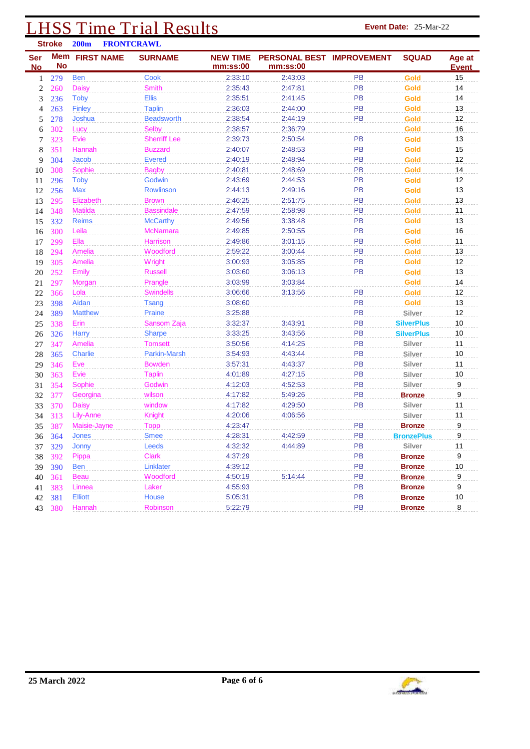# LHSS Time Trial Results

**Event Date:** 25-Mar-22

**Stroke** 200m FRONTCRAWL

| Ser No | Mem No | FIRST NAME | SURNAME | NEW TIME mm:ss:00 | PERSONAL BEST mm:ss:00 | IMPROVEMENT | SQUAD | Age at Event |
|---|---|---|---|---|---|---|---|---|
| 1 | 279 | Ben | Cook | 2:33:10 | 2:43:03 | PB | Gold | 15 |
| 2 | 260 | Daisy | Smith | 2:35:43 | 2:47:81 | PB | Gold | 14 |
| 3 | 236 | Toby | Ellis | 2:35:51 | 2:41:45 | PB | Gold | 14 |
| 4 | 263 | Finley | Taplin | 2:36:03 | 2:44:00 | PB | Gold | 13 |
| 5 | 278 | Joshua | Beadsworth | 2:38:54 | 2:44:19 | PB | Gold | 12 |
| 6 | 302 | Lucy | Selby | 2:38:57 | 2:36:79 | | Gold | 16 |
| 7 | 323 | Evie | Sherriff Lee | 2:39:73 | 2:50:54 | PB | Gold | 13 |
| 8 | 351 | Hannah | Buzzard | 2:40:07 | 2:48:53 | PB | Gold | 15 |
| 9 | 304 | Jacob | Evered | 2:40:19 | 2:48:94 | PB | Gold | 12 |
| 10 | 308 | Sophie | Bagby | 2:40:81 | 2:48:69 | PB | Gold | 14 |
| 11 | 296 | Toby | Godwin | 2:43:69 | 2:44:53 | PB | Gold | 12 |
| 12 | 256 | Max | Rowlinson | 2:44:13 | 2:49:16 | PB | Gold | 13 |
| 13 | 295 | Elizabeth | Brown | 2:46:25 | 2:51:75 | PB | Gold | 13 |
| 14 | 348 | Matilda | Bassindale | 2:47:59 | 2:58:98 | PB | Gold | 11 |
| 15 | 332 | Reims | McCarthy | 2:49:56 | 3:38:48 | PB | Gold | 13 |
| 16 | 300 | Leila | McNamara | 2:49:85 | 2:50:55 | PB | Gold | 16 |
| 17 | 299 | Ella | Harrison | 2:49:86 | 3:01:15 | PB | Gold | 11 |
| 18 | 294 | Amelia | Woodford | 2:59:22 | 3:00:44 | PB | Gold | 13 |
| 19 | 305 | Amelia | Wright | 3:00:93 | 3:05:85 | PB | Gold | 12 |
| 20 | 252 | Emily | Russell | 3:03:60 | 3:06:13 | PB | Gold | 13 |
| 21 | 297 | Morgan | Prangle | 3:03:99 | 3:03:84 | | Gold | 14 |
| 22 | 366 | Lola | Swindells | 3:06:66 | 3:13:56 | PB | Gold | 12 |
| 23 | 398 | Aidan | Tsang | 3:08:60 | | PB | Gold | 13 |
| 24 | 389 | Matthew | Praine | 3:25:88 | | PB | Silver | 12 |
| 25 | 338 | Erin | Sansom Zaja | 3:32:37 | 3:43:91 | PB | SilverPlus | 10 |
| 26 | 326 | Harry | Sharpe | 3:33:25 | 3:43:56 | PB | SilverPlus | 10 |
| 27 | 347 | Amelia | Tomsett | 3:50:56 | 4:14:25 | PB | Silver | 11 |
| 28 | 365 | Charlie | Parkin-Marsh | 3:54:93 | 4:43:44 | PB | Silver | 10 |
| 29 | 346 | Eve | Bowden | 3:57:31 | 4:43:37 | PB | Silver | 11 |
| 30 | 363 | Evie | Taplin | 4:01:89 | 4:27:15 | PB | Silver | 10 |
| 31 | 354 | Sophie | Godwin | 4:12:03 | 4:52:53 | PB | Silver | 9 |
| 32 | 377 | Georgina | wilson | 4:17:82 | 5:49:26 | PB | Bronze | 9 |
| 33 | 370 | Daisy | window | 4:17:82 | 4:29:50 | PB | Silver | 11 |
| 34 | 313 | Lily-Anne | Knight | 4:20:06 | 4:06:56 | | Silver | 11 |
| 35 | 387 | Maisie-Jayne | Topp | 4:23:47 | | PB | Bronze | 9 |
| 36 | 364 | Jones | Smee | 4:28:31 | 4:42:59 | PB | BronzePlus | 9 |
| 37 | 329 | Jonny | Leeds | 4:32:32 | 4:44:89 | PB | Silver | 11 |
| 38 | 392 | Pippa | Clark | 4:37:29 | | PB | Bronze | 9 |
| 39 | 390 | Ben | Linklater | 4:39:12 | | PB | Bronze | 10 |
| 40 | 361 | Beau | Woodford | 4:50:19 | 5:14:44 | PB | Bronze | 9 |
| 41 | 383 | Linnea | Laker | 4:55:93 | | PB | Bronze | 9 |
| 42 | 381 | Elliott | House | 5:05:31 | | PB | Bronze | 10 |
| 43 | 380 | Hannah | Robinson | 5:22:79 | | PB | Bronze | 8 |

25 March 2022